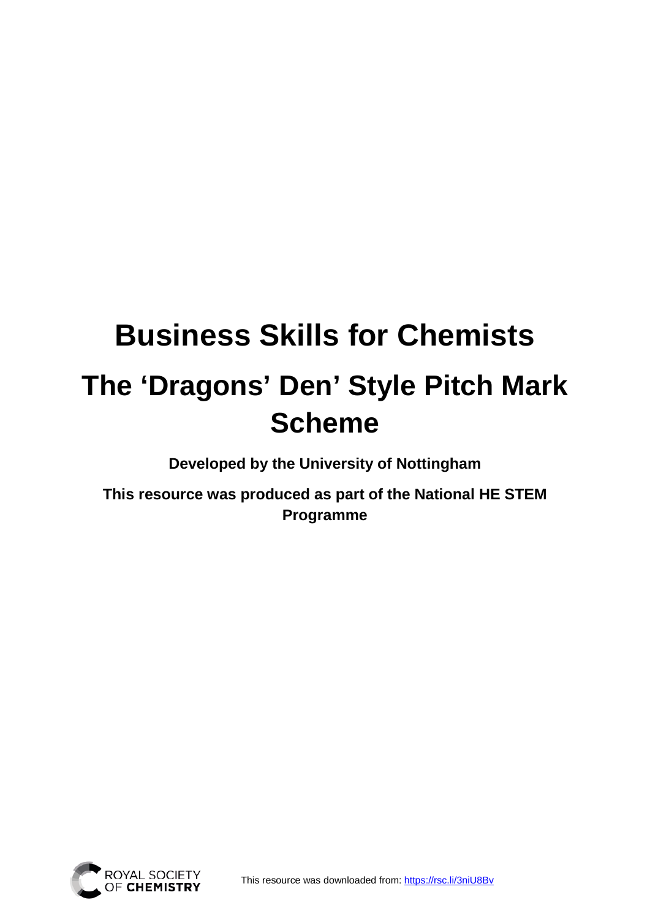# Business Skills for Chemists

# The 'Dragons' Den' Style Pitch Mark Scheme

**Developed by the University of Nottingham**

**This resource was produced as part of the National HE STEM Programme**

This resource was downloaded from: https://rsc.li/3niU8Bv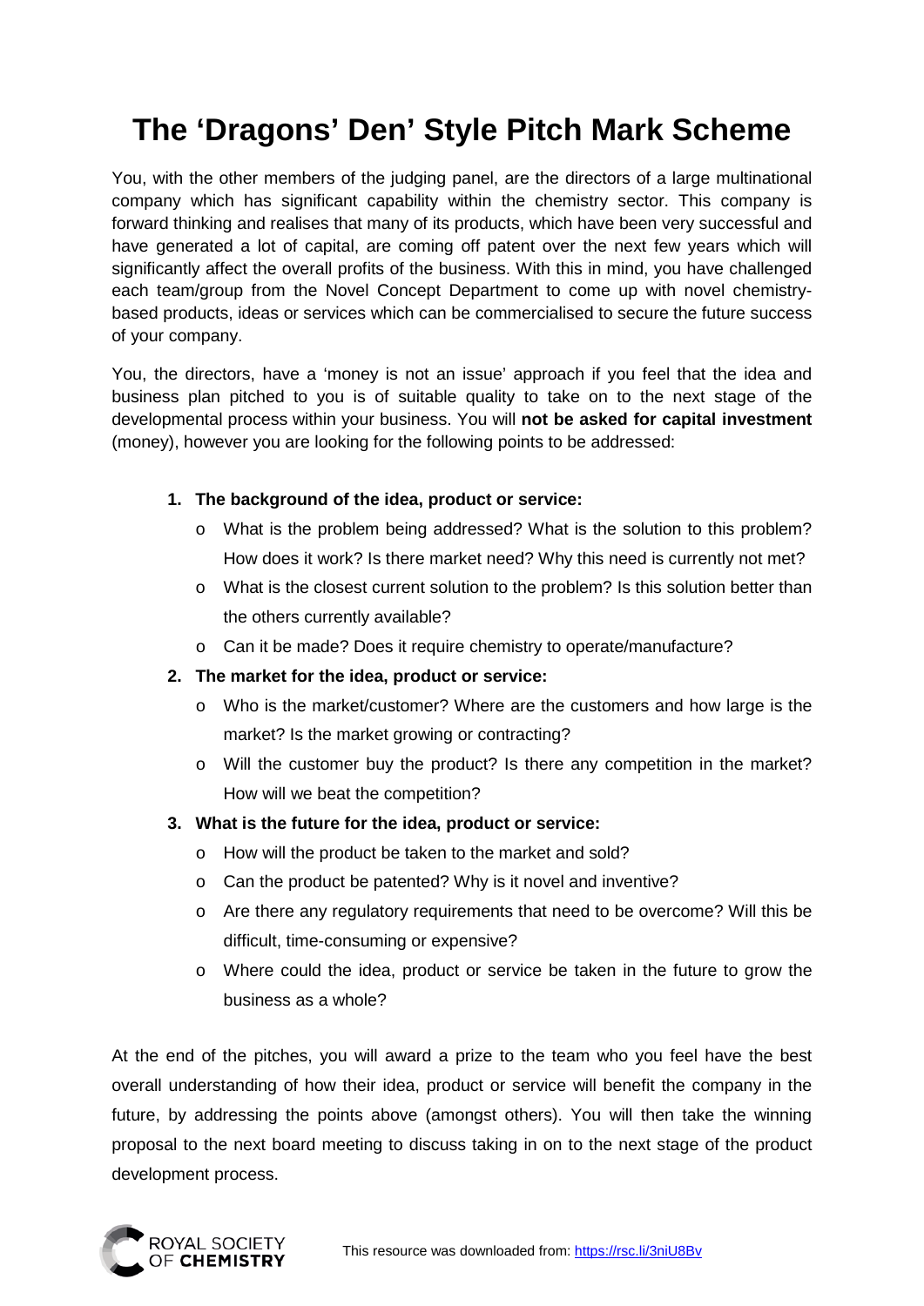# The 'Dragons' Den' Style Pitch Mark Scheme

You, with the other members of the judging panel, are the directors of a large multinational company which has significant capability within the chemistry sector. This company is forward thinking and realises that many of its products, which have been very successful and have generated a lot of capital, are coming off patent over the next few years which will significantly affect the overall profits of the business. With this in mind, you have challenged each team/group from the Novel Concept Department to come up with novel chemistry-based products, ideas or services which can be commercialised to secure the future success of your company.

You, the directors, have a 'money is not an issue' approach if you feel that the idea and business plan pitched to you is of suitable quality to take on to the next stage of the developmental process within your business. You will **not be asked for capital investment** (money), however you are looking for the following points to be addressed:

1. **The background of the idea, product or service:**
   - What is the problem being addressed? What is the solution to this problem? How does it work? Is there market need? Why this need is currently not met?
   - What is the closest current solution to the problem? Is this solution better than the others currently available?
   - Can it be made? Does it require chemistry to operate/manufacture?
2. **The market for the idea, product or service:**
   - Who is the market/customer? Where are the customers and how large is the market? Is the market growing or contracting?
   - Will the customer buy the product? Is there any competition in the market? How will we beat the competition?
3. **What is the future for the idea, product or service:**
   - How will the product be taken to the market and sold?
   - Can the product be patented? Why is it novel and inventive?
   - Are there any regulatory requirements that need to be overcome? Will this be difficult, time-consuming or expensive?
   - Where could the idea, product or service be taken in the future to grow the business as a whole?

At the end of the pitches, you will award a prize to the team who you feel have the best overall understanding of how their idea, product or service will benefit the company in the future, by addressing the points above (amongst others). You will then take the winning proposal to the next board meeting to discuss taking in on to the next stage of the product development process.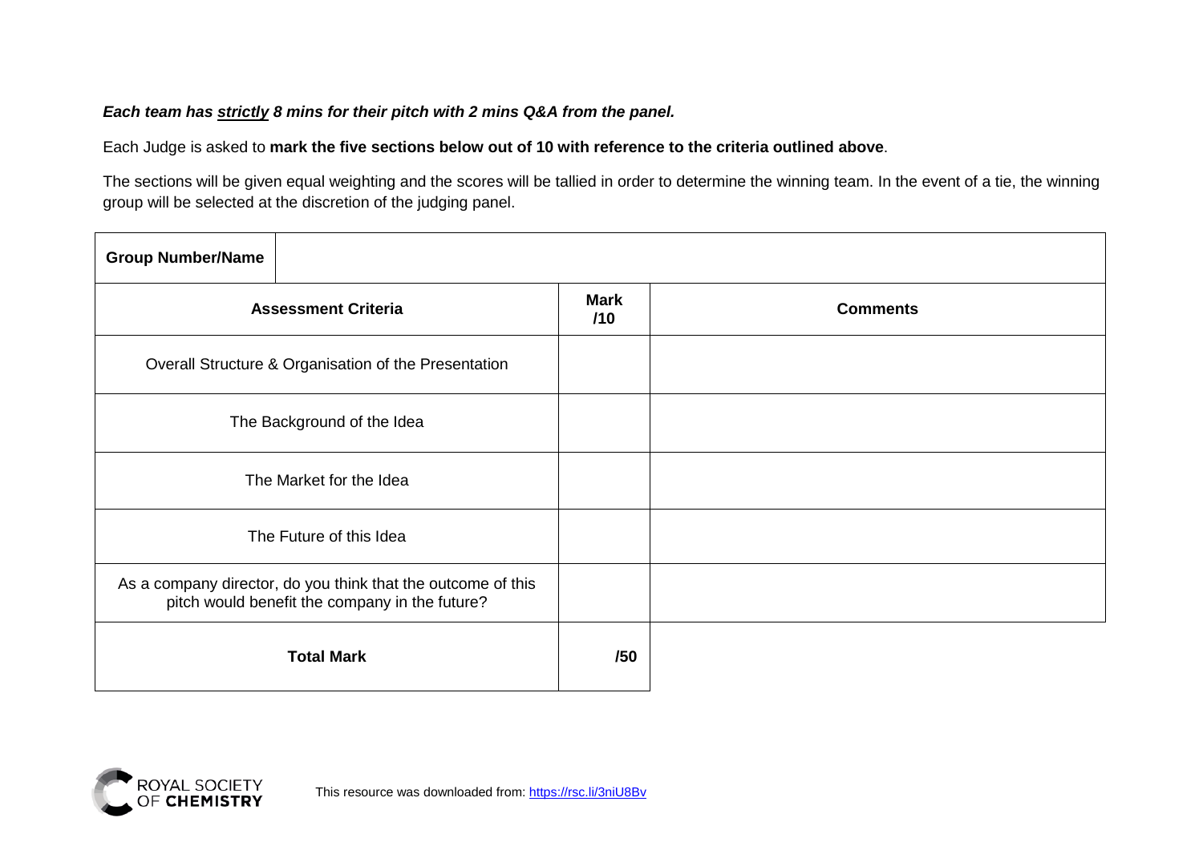***Each team has <u>strictly</u> 8 mins for their pitch with 2 mins Q&A from the panel.***

Each Judge is asked to **mark the five sections below out of 10 with reference to the criteria outlined above**.

The sections will be given equal weighting and the scores will be tallied in order to determine the winning team. In the event of a tie, the winning group will be selected at the discretion of the judging panel.

| **Group Number/Name** | | |
|---|---|---|
| **Assessment Criteria** | **Mark /10** | **Comments** |
| Overall Structure & Organisation of the Presentation | | |
| The Background of the Idea | | |
| The Market for the Idea | | |
| The Future of this Idea | | |
| As a company director, do you think that the outcome of this pitch would benefit the company in the future? | | |
| **Total Mark** | **/50** | |

This resource was downloaded from: https://rsc.li/3niU8Bv